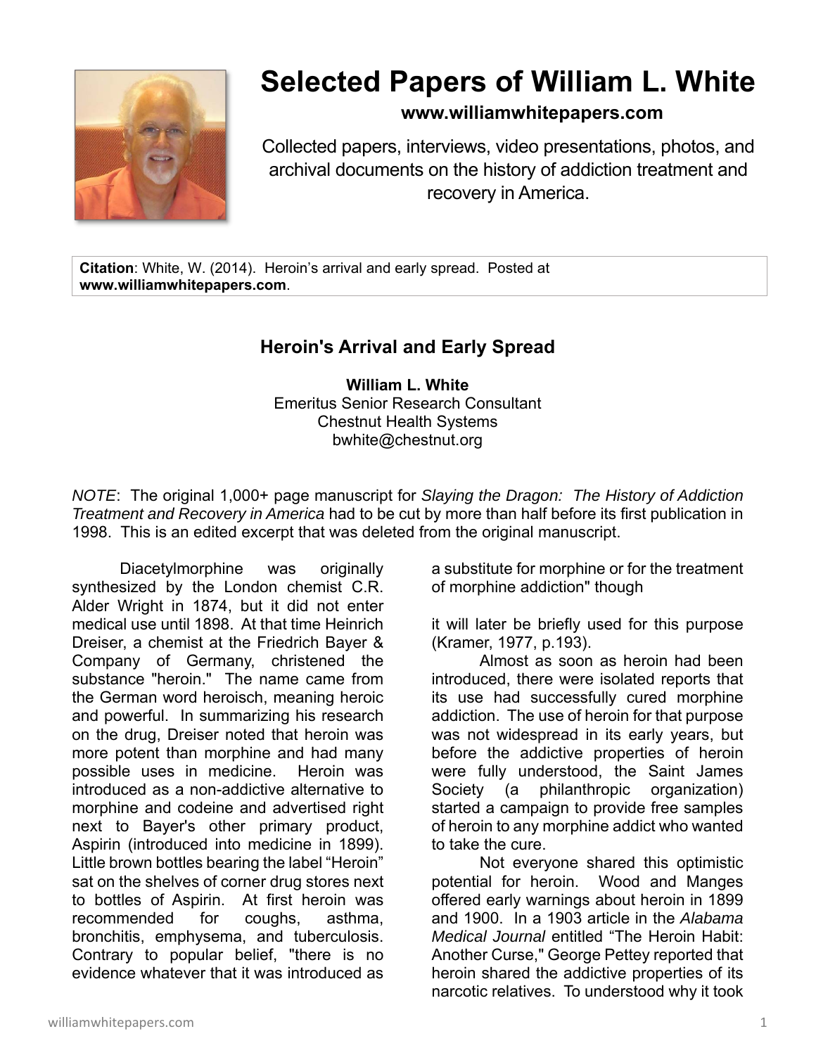# Selected Papers of William L. White

**www.williamwhitepapers.com**

Collected papers, interviews, video presentations, photos, and archival documents on the history of addiction treatment and recovery in America.

**Citation**: White, W. (2014). Heroin's arrival and early spread. Posted at **www.williamwhitepapers.com**.

## Heroin's Arrival and Early Spread

**William L. White**
Emeritus Senior Research Consultant
Chestnut Health Systems
bwhite@chestnut.org

*NOTE*: The original 1,000+ page manuscript for *Slaying the Dragon: The History of Addiction Treatment and Recovery in America* had to be cut by more than half before its first publication in 1998. This is an edited excerpt that was deleted from the original manuscript.

Diacetylmorphine was originally synthesized by the London chemist C.R. Alder Wright in 1874, but it did not enter medical use until 1898. At that time Heinrich Dreiser, a chemist at the Friedrich Bayer & Company of Germany, christened the substance "heroin." The name came from the German word heroisch, meaning heroic and powerful. In summarizing his research on the drug, Dreiser noted that heroin was more potent than morphine and had many possible uses in medicine. Heroin was introduced as a non-addictive alternative to morphine and codeine and advertised right next to Bayer's other primary product, Aspirin (introduced into medicine in 1899). Little brown bottles bearing the label "Heroin" sat on the shelves of corner drug stores next to bottles of Aspirin. At first heroin was recommended for coughs, asthma, bronchitis, emphysema, and tuberculosis. Contrary to popular belief, "there is no evidence whatever that it was introduced as a substitute for morphine or for the treatment of morphine addiction" though it will later be briefly used for this purpose (Kramer, 1977, p.193).

Almost as soon as heroin had been introduced, there were isolated reports that its use had successfully cured morphine addiction. The use of heroin for that purpose was not widespread in its early years, but before the addictive properties of heroin were fully understood, the Saint James Society (a philanthropic organization) started a campaign to provide free samples of heroin to any morphine addict who wanted to take the cure.

Not everyone shared this optimistic potential for heroin. Wood and Manges offered early warnings about heroin in 1899 and 1900. In a 1903 article in the *Alabama Medical Journal* entitled "The Heroin Habit: Another Curse," George Pettey reported that heroin shared the addictive properties of its narcotic relatives. To understood why it took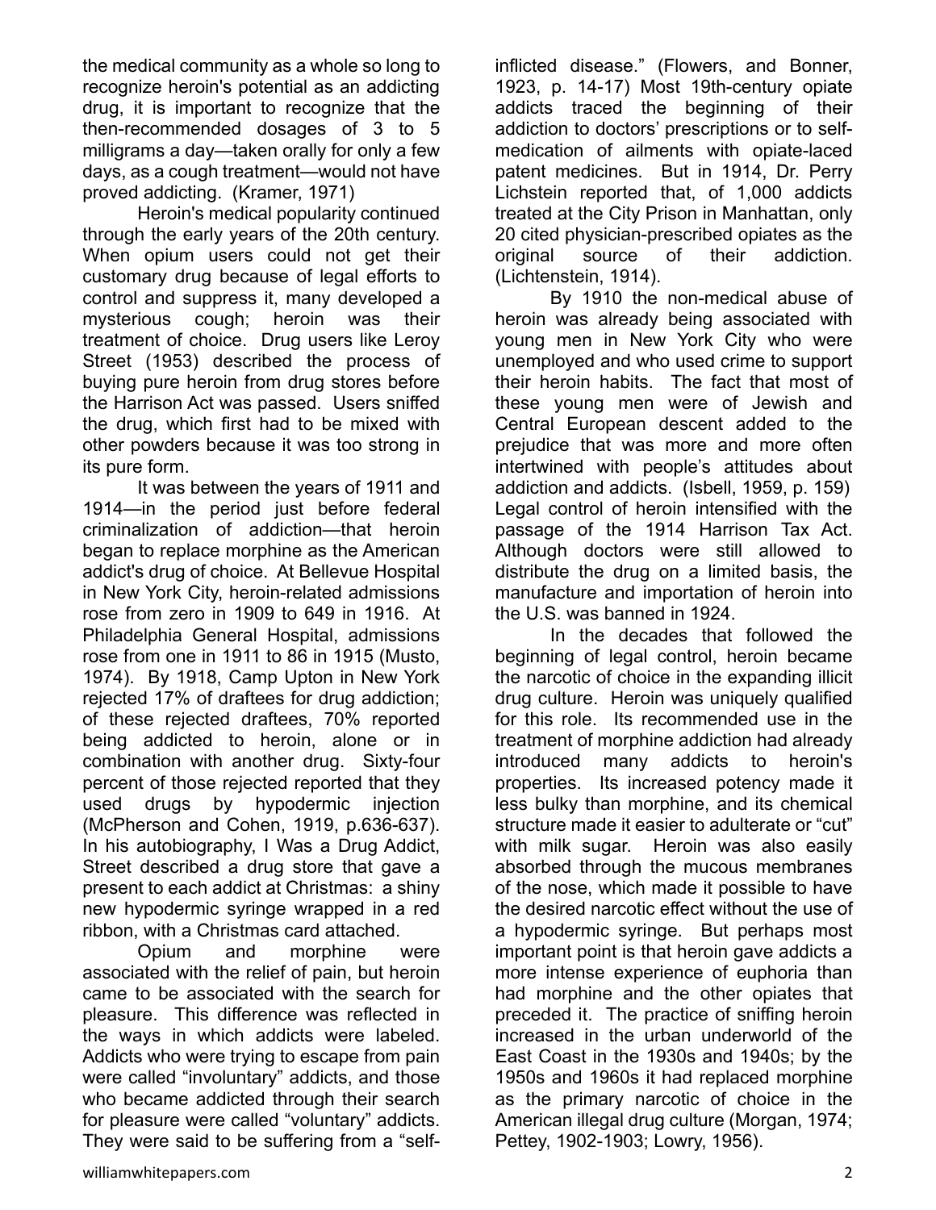the medical community as a whole so long to recognize heroin's potential as an addicting drug, it is important to recognize that the then-recommended dosages of 3 to 5 milligrams a day—taken orally for only a few days, as a cough treatment—would not have proved addicting. (Kramer, 1971)

Heroin's medical popularity continued through the early years of the 20th century. When opium users could not get their customary drug because of legal efforts to control and suppress it, many developed a mysterious cough; heroin was their treatment of choice. Drug users like Leroy Street (1953) described the process of buying pure heroin from drug stores before the Harrison Act was passed. Users sniffed the drug, which first had to be mixed with other powders because it was too strong in its pure form.

It was between the years of 1911 and 1914—in the period just before federal criminalization of addiction—that heroin began to replace morphine as the American addict's drug of choice. At Bellevue Hospital in New York City, heroin-related admissions rose from zero in 1909 to 649 in 1916. At Philadelphia General Hospital, admissions rose from one in 1911 to 86 in 1915 (Musto, 1974). By 1918, Camp Upton in New York rejected 17% of draftees for drug addiction; of these rejected draftees, 70% reported being addicted to heroin, alone or in combination with another drug. Sixty-four percent of those rejected reported that they used drugs by hypodermic injection (McPherson and Cohen, 1919, p.636-637). In his autobiography, I Was a Drug Addict, Street described a drug store that gave a present to each addict at Christmas: a shiny new hypodermic syringe wrapped in a red ribbon, with a Christmas card attached.

Opium and morphine were associated with the relief of pain, but heroin came to be associated with the search for pleasure. This difference was reflected in the ways in which addicts were labeled. Addicts who were trying to escape from pain were called "involuntary" addicts, and those who became addicted through their search for pleasure were called "voluntary" addicts. They were said to be suffering from a "self-inflicted disease." (Flowers, and Bonner, 1923, p. 14-17) Most 19th-century opiate addicts traced the beginning of their addiction to doctors' prescriptions or to self-medication of ailments with opiate-laced patent medicines. But in 1914, Dr. Perry Lichstein reported that, of 1,000 addicts treated at the City Prison in Manhattan, only 20 cited physician-prescribed opiates as the original source of their addiction. (Lichtenstein, 1914).

By 1910 the non-medical abuse of heroin was already being associated with young men in New York City who were unemployed and who used crime to support their heroin habits. The fact that most of these young men were of Jewish and Central European descent added to the prejudice that was more and more often intertwined with people's attitudes about addiction and addicts. (Isbell, 1959, p. 159) Legal control of heroin intensified with the passage of the 1914 Harrison Tax Act. Although doctors were still allowed to distribute the drug on a limited basis, the manufacture and importation of heroin into the U.S. was banned in 1924.

In the decades that followed the beginning of legal control, heroin became the narcotic of choice in the expanding illicit drug culture. Heroin was uniquely qualified for this role. Its recommended use in the treatment of morphine addiction had already introduced many addicts to heroin's properties. Its increased potency made it less bulky than morphine, and its chemical structure made it easier to adulterate or "cut" with milk sugar. Heroin was also easily absorbed through the mucous membranes of the nose, which made it possible to have the desired narcotic effect without the use of a hypodermic syringe. But perhaps most important point is that heroin gave addicts a more intense experience of euphoria than had morphine and the other opiates that preceded it. The practice of sniffing heroin increased in the urban underworld of the East Coast in the 1930s and 1940s; by the 1950s and 1960s it had replaced morphine as the primary narcotic of choice in the American illegal drug culture (Morgan, 1974; Pettey, 1902-1903; Lowry, 1956).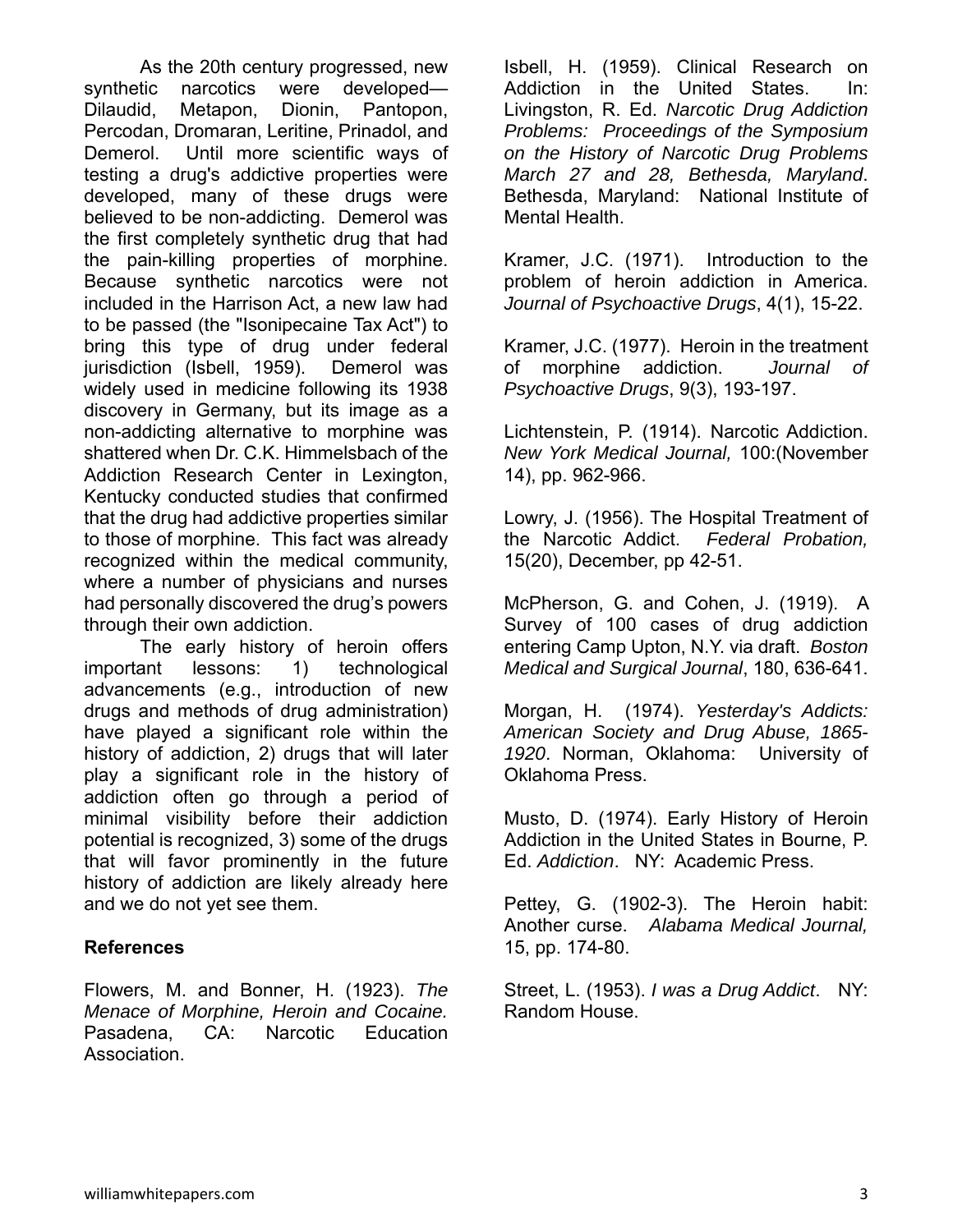As the 20th century progressed, new synthetic narcotics were developed—Dilaudid, Metapon, Dionin, Pantopon, Percodan, Dromaran, Leritine, Prinadol, and Demerol. Until more scientific ways of testing a drug's addictive properties were developed, many of these drugs were believed to be non-addicting. Demerol was the first completely synthetic drug that had the pain-killing properties of morphine. Because synthetic narcotics were not included in the Harrison Act, a new law had to be passed (the "Isonipecaine Tax Act") to bring this type of drug under federal jurisdiction (Isbell, 1959). Demerol was widely used in medicine following its 1938 discovery in Germany, but its image as a non-addicting alternative to morphine was shattered when Dr. C.K. Himmelsbach of the Addiction Research Center in Lexington, Kentucky conducted studies that confirmed that the drug had addictive properties similar to those of morphine. This fact was already recognized within the medical community, where a number of physicians and nurses had personally discovered the drug's powers through their own addiction.

The early history of heroin offers important lessons: 1) technological advancements (e.g., introduction of new drugs and methods of drug administration) have played a significant role within the history of addiction, 2) drugs that will later play a significant role in the history of addiction often go through a period of minimal visibility before their addiction potential is recognized, 3) some of the drugs that will favor prominently in the future history of addiction are likely already here and we do not yet see them.

**References**

Flowers, M. and Bonner, H. (1923). *The Menace of Morphine, Heroin and Cocaine.* Pasadena, CA: Narcotic Education Association.

Isbell, H. (1959). Clinical Research on Addiction in the United States. In: Livingston, R. Ed. *Narcotic Drug Addiction Problems: Proceedings of the Symposium on the History of Narcotic Drug Problems March 27 and 28, Bethesda, Maryland*. Bethesda, Maryland: National Institute of Mental Health.

Kramer, J.C. (1971). Introduction to the problem of heroin addiction in America. *Journal of Psychoactive Drugs*, 4(1), 15-22.

Kramer, J.C. (1977). Heroin in the treatment of morphine addiction. *Journal of Psychoactive Drugs*, 9(3), 193-197.

Lichtenstein, P. (1914). Narcotic Addiction. *New York Medical Journal,* 100:(November 14), pp. 962-966.

Lowry, J. (1956). The Hospital Treatment of the Narcotic Addict. *Federal Probation,* 15(20), December, pp 42-51.

McPherson, G. and Cohen, J. (1919). A Survey of 100 cases of drug addiction entering Camp Upton, N.Y. via draft. *Boston Medical and Surgical Journal*, 180, 636-641.

Morgan, H. (1974). *Yesterday's Addicts: American Society and Drug Abuse, 1865-1920*. Norman, Oklahoma: University of Oklahoma Press.

Musto, D. (1974). Early History of Heroin Addiction in the United States in Bourne, P. Ed. *Addiction*. NY: Academic Press.

Pettey, G. (1902-3). The Heroin habit: Another curse. *Alabama Medical Journal,* 15, pp. 174-80.

Street, L. (1953). *I was a Drug Addict*. NY: Random House.